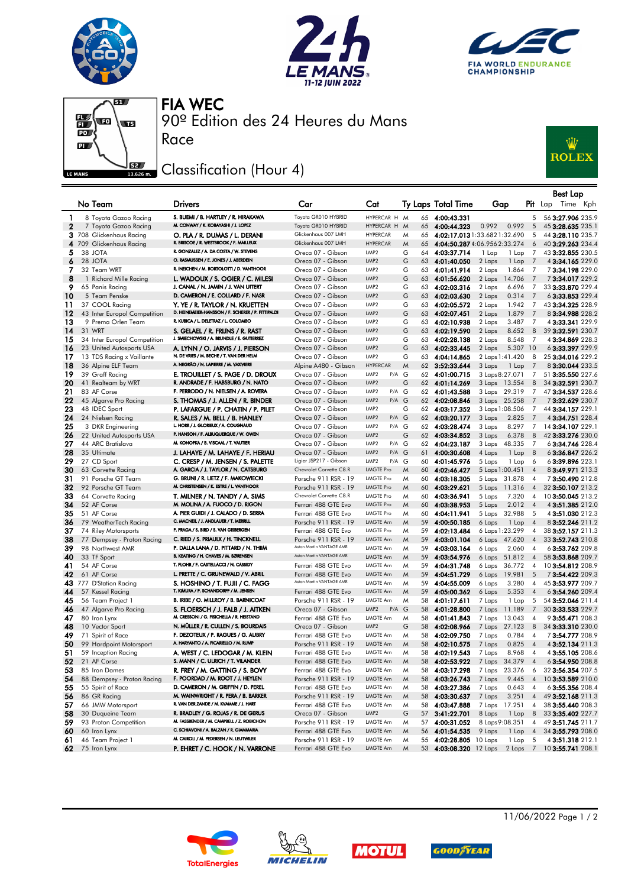# FIA WEC

## 90º Edition des 24 Heures du Mans

## Race

## Classification (Hour 4)

| | No | Team | Drivers | Car | Cat | | Ty | Laps | Total Time | Gap | | Pit | Best Lap Lap | Time | Kph |
|---|---|---|---|---|---|---|---|---|---|---|---|---|---|---|---|
| 1 | 8 | Toyota Gazoo Racing | S. BUEMI / B. HARTLEY / R. HIRAKAWA | Toyota GR010 HYBRID | HYPERCAR | H | M | 65 | 4:00:43.331 | | | 5 | 56 | 3:27.906 | 235.9 |
| 2 | 7 | Toyota Gazoo Racing | M. CONWAY / K. KOBAYASHI / J. LOPEZ | Toyota GR010 HYBRID | HYPERCAR | H | M | 65 | 4:00:44.323 | 0.992 | 0.992 | 5 | 45 | 3:28.635 | 235.1 |
| 3 | 708 | Glickenhaus Racing | O. PLA / R. DUMAS / L. DERANI | Glickenhaus 007 LMH | HYPERCAR | | M | 65 | 4:02:17.013 | 1:33.682 | 1:32.690 | 5 | 44 | 3:28.110 | 235.7 |
| 4 | 709 | Glickenhaus Racing | R. BRISCOE / R. WESTBROOK / F. MAILLEUX | Glickenhaus 007 LMH | HYPERCAR | | M | 65 | 4:04:50.287 | 4:06.956 | 2:33.274 | 6 | 40 | 3:29.263 | 234.4 |
| 5 | 38 | JOTA | R. GONZALEZ / A. DA COSTA / W. STEVENS | Oreca 07 - Gibson | LMP2 | | G | 64 | 4:03:37.714 | 1 Lap | 1 Lap | 7 | 43 | 3:32.855 | 230.5 |
| 6 | 28 | JOTA | O. RASMUSSEN / E. JONES / J. ABERDEIN | Oreca 07 - Gibson | LMP2 | | G | 63 | 4:01:40.050 | 2 Laps | 1 Lap | 7 | 4 | 3:34.165 | 229.0 |
| 7 | 32 | Team WRT | R. INEICHEN / M. BORTOLOTTI / D. VANTHOOR | Oreca 07 - Gibson | LMP2 | | G | 63 | 4:01:41.914 | 2 Laps | 1.864 | 7 | 7 | 3:34.198 | 229.0 |
| 8 | 1 | Richard Mille Racing | L. WADOUX / S. OGIER / C. MILESI | Oreca 07 - Gibson | LMP2 | | G | 63 | 4:01:56.620 | 2 Laps | 14.706 | 7 | 7 | 3:34.017 | 229.2 |
| 9 | 65 | Panis Racing | J. CANAL / N. JAMIN / J. VAN UITERT | Oreca 07 - Gibson | LMP2 | | G | 63 | 4:02:03.316 | 2 Laps | 6.696 | 7 | 33 | 3:33.870 | 229.4 |
| 10 | 5 | Team Penske | D. CAMERON / E. COLLARD / F. NASR | Oreca 07 - Gibson | LMP2 | | G | 63 | 4:02:03.630 | 2 Laps | 0.314 | 7 | 6 | 3:33.853 | 229.4 |
| 11 | 37 | COOL Racing | Y. YE / R. TAYLOR / N. KRUETTEN | Oreca 07 - Gibson | LMP2 | | G | 63 | 4:02:05.572 | 2 Laps | 1.942 | 7 | 43 | 3:34.325 | 228.9 |
| 12 | 43 | Inter Europol Competition | D. HEINEMEIER-HANSSON / F. SCHERER / P. FITTIPALDI | Oreca 07 - Gibson | LMP2 | | G | 63 | 4:02:07.451 | 2 Laps | 1.879 | 7 | 8 | 3:34.988 | 228.2 |
| 13 | 9 | Prema Orlen Team | R. KUBICA / L. DELETRAZ / L. COLOMBO | Oreca 07 - Gibson | LMP2 | | G | 63 | 4:02:10.938 | 2 Laps | 3.487 | 7 | 4 | 3:34.341 | 228.9 |
| 14 | 31 | WRT | S. GELAEL / R. FRIJNS / R. RAST | Oreca 07 - Gibson | LMP2 | | G | 63 | 4:02:19.590 | 2 Laps | 8.652 | 8 | 39 | 3:32.591 | 230.7 |
| 15 | 34 | Inter Europol Competition | J. SMIECHOWSKI / A. BRUNDLE / E. GUTIERREZ | Oreca 07 - Gibson | LMP2 | | G | 63 | 4:02:28.138 | 2 Laps | 8.548 | 7 | 4 | 3:34.869 | 228.3 |
| 16 | 23 | United Autosports USA | A. LYNN / O. JARVIS / J. PIERSON | Oreca 07 - Gibson | LMP2 | | G | 63 | 4:02:33.445 | 2 Laps | 5.307 | 10 | 6 | 3:33.397 | 229.9 |
| 17 | 13 | TDS Racing x Vaillante | N. DE VRIES / M. BECHE / T. VAN DER HELM | Oreca 07 - Gibson | LMP2 | | G | 63 | 4:04:14.865 | 2 Laps | 1:41.420 | 8 | 25 | 3:34.016 | 229.2 |
| 18 | 36 | Alpine ELF Team | A. NEGRÃO / N. LAPIERRE / M. VAXIVIERE | Alpine A480 - Gibson | HYPERCAR | | M | 62 | 3:52:33.644 | 3 Laps | 1 Lap | 7 | 8 | 3:30.044 | 233.5 |
| 19 | 39 | Graff Racing | E. TROUILLET / S. PAGE / D. DROUX | Oreca 07 - Gibson | LMP2 | P/A | G | 62 | 4:01:00.715 | 3 Laps | 8:27.071 | 7 | 51 | 3:35.550 | 227.6 |
| 20 | 41 | Realteam by WRT | R. ANDRADE / F. HABSBURG / N. NATO | Oreca 07 - Gibson | LMP2 | | G | 62 | 4:01:14.269 | 3 Laps | 13.554 | 8 | 34 | 3:32.591 | 230.7 |
| 21 | 83 | AF Corse | F. PERRODO / N. NIELSEN / A. ROVERA | Oreca 07 - Gibson | LMP2 | P/A | G | 62 | 4:01:43.588 | 3 Laps | 29.319 | 7 | 47 | 3:34.537 | 228.6 |
| 22 | 45 | Algarve Pro Racing | S. THOMAS / J. ALLEN / R. BINDER | Oreca 07 - Gibson | LMP2 | P/A | G | 62 | 4:02:08.846 | 3 Laps | 25.258 | 7 | 7 | 3:32.629 | 230.7 |
| 23 | 48 | IDEC Sport | P. LAFARGUE / P. CHATIN / P. PILET | Oreca 07 - Gibson | LMP2 | | G | 62 | 4:03:17.352 | 3 Laps | 1:08.506 | 7 | 44 | 3:34.157 | 229.1 |
| 24 | 24 | Nielsen Racing | R. SALES / M. BELL / B. HANLEY | Oreca 07 - Gibson | LMP2 | P/A | G | 62 | 4:03:20.177 | 3 Laps | 2.825 | 7 | 4 | 3:34.751 | 228.4 |
| 25 | 3 | DKR Engineering | L. HORR / J. GLORIEUX / A. COUGNAUD | Oreca 07 - Gibson | LMP2 | P/A | G | 62 | 4:03:28.474 | 3 Laps | 8.297 | 7 | 14 | 3:34.107 | 229.1 |
| 26 | 22 | United Autosports USA | P. HANSON / F. ALBUQUERQUE / W. OWEN | Oreca 07 - Gibson | LMP2 | | G | 62 | 4:03:34.852 | 3 Laps | 6.378 | 8 | 42 | 3:33.276 | 230.0 |
| 27 | 44 | ARC Bratislava | M. KONOPKA / B. VISCAAL / T. VAUTIER | Oreca 07 - Gibson | LMP2 | P/A | G | 62 | 4:04:23.187 | 3 Laps | 48.335 | 7 | 6 | 3:34.746 | 228.4 |
| 28 | 35 | Ultimate | J. LAHAYE / M. LAHAYE / F. HERIAU | Oreca 07 - Gibson | LMP2 | P/A | G | 61 | 4:00:30.608 | 4 Laps | 1 Lap | 8 | 6 | 3:36.847 | 226.2 |
| 29 | 27 | CD Sport | C. CRESP / M. JENSEN / S. PALETTE | Ligier JSP217 - Gibson | LMP2 | P/A | G | 60 | 4:01:45.976 | 5 Laps | 1 Lap | 6 | 6 | 3:39.896 | 223.1 |
| 30 | 63 | Corvette Racing | A. GARCIA / J. TAYLOR / N. CATSBURG | Chevrolet Corvette C8.R | LMGTE Pro | | M | 60 | 4:02:46.427 | 5 Laps | 1:00.451 | 4 | 8 | 3:49.971 | 213.3 |
| 31 | 91 | Porsche GT Team | G. BRUNI / R. LIETZ / F. MAKOWIECKI | Porsche 911 RSR - 19 | LMGTE Pro | | M | 60 | 4:03:18.305 | 5 Laps | 31.878 | 4 | 7 | 3:50.490 | 212.8 |
| 32 | 92 | Porsche GT Team | M. CHRISTENSEN / K. ESTRE / L. VANTHOOR | Porsche 911 RSR - 19 | LMGTE Pro | | M | 60 | 4:03:29.621 | 5 Laps | 11.316 | 4 | 32 | 3:50.107 | 213.2 |
| 33 | 64 | Corvette Racing | T. MILNER / N. TANDY / A. SIMS | Chevrolet Corvette C8.R | LMGTE Pro | | M | 60 | 4:03:36.941 | 5 Laps | 7.320 | 4 | 10 | 3:50.045 | 213.2 |
| 34 | 52 | AF Corse | M. MOLINA / A. FUOCO / D. RIGON | Ferrari 488 GTE Evo | LMGTE Pro | | M | 60 | 4:03:38.953 | 5 Laps | 2.012 | 4 | 4 | 3:51.385 | 212.0 |
| 35 | 51 | AF Corse | A. PIER GUIDI / J. CALADO / D. SERRA | Ferrari 488 GTE Evo | LMGTE Pro | | M | 60 | 4:04:11.941 | 5 Laps | 32.988 | 5 | 4 | 3:51.030 | 212.3 |
| 36 | 79 | WeatherTech Racing | C. MACNEIL / J. ANDLAUER / T. MERRILL | Porsche 911 RSR - 19 | LMGTE Am | | M | 59 | 4:00:50.185 | 6 Laps | 1 Lap | 4 | 8 | 3:52.246 | 211.2 |
| 37 | 74 | Riley Motorsports | F. FRAGA / S. BIRD / S. VAN GISBERGEN | Ferrari 488 GTE Evo | LMGTE Pro | | M | 59 | 4:02:13.484 | 6 Laps | 1:23.299 | 4 | 38 | 3:52.157 | 211.3 |
| 38 | 77 | Dempsey - Proton Racing | C. RIED / S. PRIAULX / H. TINCKNELL | Porsche 911 RSR - 19 | LMGTE Am | | M | 59 | 4:03:01.104 | 6 Laps | 47.620 | 4 | 33 | 3:52.743 | 210.8 |
| 39 | 98 | Northwest AMR | P. DALLA LANA / D. PITTARD / N. THIIM | Aston Martin VANTAGE AMR | LMGTE Am | | M | 59 | 4:03:03.164 | 6 Laps | 2.060 | 4 | 6 | 3:53.762 | 209.8 |
| 40 | 33 | TF Sport | B. KEATING / H. CHAVES / M. SØRENSEN | Aston Martin VANTAGE AMR | LMGTE Am | | M | 59 | 4:03:54.976 | 6 Laps | 51.812 | 4 | 58 | 3:53.868 | 209.7 |
| 41 | 54 | AF Corse | T. FLOHR / F. CASTELLACCI / N. CASSIDY | Ferrari 488 GTE Evo | LMGTE Am | | M | 59 | 4:04:31.748 | 6 Laps | 36.772 | 4 | 10 | 3:54.812 | 208.9 |
| 42 | 61 | AF Corse | L. PRETTE / C. GRUNEWALD / V. ABRIL | Ferrari 488 GTE Evo | LMGTE Am | | M | 59 | 4:04:51.729 | 6 Laps | 19.981 | 5 | 7 | 3:54.422 | 209.3 |
| 43 | 777 | D'Station Racing | S. HOSHINO / T. FUJII / C. FAGG | Aston Martin VANTAGE AMR | LMGTE Am | | M | 59 | 4:04:55.009 | 6 Laps | 3.280 | 4 | 45 | 3:53.977 | 209.7 |
| 44 | 57 | Kessel Racing | T. KIMURA / F. SCHANDORFF / M. JENSEN | Ferrari 488 GTE Evo | LMGTE Am | | M | 59 | 4:05:00.362 | 6 Laps | 5.353 | 4 | 6 | 3:54.260 | 209.4 |
| 45 | 56 | Team Project 1 | B. IRIBE / O. MILLROY / B. BARNICOAT | Porsche 911 RSR - 19 | LMGTE Am | | M | 58 | 4:01:17.611 | 7 Laps | 1 Lap | 5 | 54 | 3:52.046 | 211.4 |
| 46 | 47 | Algarve Pro Racing | S. FLOERSCH / J. FALB / J. AITKEN | Oreca 07 - Gibson | LMP2 | P/A | G | 58 | 4:01:28.800 | 7 Laps | 11.189 | 7 | 30 | 3:33.533 | 229.7 |
| 47 | 80 | Iron Lynx | M. CRESSONI / G. FISICHELLA / R. HEISTAND | Ferrari 488 GTE Evo | LMGTE Am | | M | 58 | 4:01:41.843 | 7 Laps | 13.043 | 4 | 9 | 3:55.471 | 208.3 |
| 48 | 10 | Vector Sport | N. MÜLLER / R. CULLEN / S. BOURDAIS | Oreca 07 - Gibson | LMP2 | | G | 58 | 4:02:08.966 | 7 Laps | 27.123 | 8 | 34 | 3:33.310 | 230.0 |
| 49 | 71 | Spirit of Race | F. DEZOTEUX / P. RAGUES / G. AUBRY | Ferrari 488 GTE Evo | LMGTE Am | | M | 58 | 4:02:09.750 | 7 Laps | 0.784 | 4 | 7 | 3:54.777 | 208.9 |
| 50 | 99 | Hardpoint Motorsport | A. HARYANTO / A. PICARIELLO / M. RUMP | Porsche 911 RSR - 19 | LMGTE Am | | M | 58 | 4:02:10.575 | 7 Laps | 0.825 | 4 | 4 | 3:52.134 | 211.3 |
| 51 | 59 | Inception Racing | A. WEST / C. LEDOGAR / M. KLEIN | Ferrari 488 GTE Evo | LMGTE Am | | M | 58 | 4:02:19.543 | 7 Laps | 8.968 | 4 | 4 | 3:55.105 | 208.6 |
| 52 | 21 | AF Corse | S. MANN / C. ULRICH / T. VILANDER | Ferrari 488 GTE Evo | LMGTE Am | | M | 58 | 4:02:53.922 | 7 Laps | 34.379 | 4 | 6 | 3:54.950 | 208.8 |
| 53 | 85 | Iron Dames | R. FREY / M. GATTING / S. BOVY | Ferrari 488 GTE Evo | LMGTE Am | | M | 58 | 4:03:17.298 | 7 Laps | 23.376 | 6 | 32 | 3:56.354 | 207.5 |
| 54 | 88 | Dempsey - Proton Racing | F. POORDAD / M. ROOT / J. HEYLEN | Porsche 911 RSR - 19 | LMGTE Am | | M | 58 | 4:03:26.743 | 7 Laps | 9.445 | 4 | 10 | 3:53.589 | 210.0 |
| 55 | 55 | Spirit of Race | D. CAMERON / M. GRIFFIN / D. PEREL | Ferrari 488 GTE Evo | LMGTE Am | | M | 58 | 4:03:27.386 | 7 Laps | 0.643 | 4 | 6 | 3:55.356 | 208.4 |
| 56 | 86 | GR Racing | M. WAINWRIGHT / R. PERA / B. BARKER | Porsche 911 RSR - 19 | LMGTE Am | | M | 58 | 4:03:30.637 | 7 Laps | 3.251 | 4 | 49 | 3:52.168 | 211.3 |
| 57 | 66 | JMW Motorsport | R. VAN DER ZANDE / M. KVAMME / J. HART | Ferrari 488 GTE Evo | LMGTE Am | | M | 58 | 4:03:47.888 | 7 Laps | 17.251 | 4 | 38 | 3:55.440 | 208.3 |
| 58 | 30 | Duqueine Team | R. BRADLEY / G. ROJAS / R. DE GERUS | Oreca 07 - Gibson | LMP2 | | G | 57 | 3:41:22.701 | 8 Laps | 1 Lap | 8 | 33 | 3:35.402 | 227.7 |
| 59 | 93 | Proton Competition | M. FASSBENDER / M. CAMPBELL / Z. ROBICHON | Porsche 911 RSR - 19 | LMGTE Am | | M | 57 | 4:00:31.052 | 8 Laps | 9:08.351 | 4 | 49 | 3:51.745 | 211.7 |
| 60 | 60 | Iron Lynx | C. SCHIAVONI / A. BALZAN / R. GIAMMARIA | Ferrari 488 GTE Evo | LMGTE Am | | M | 56 | 4:01:54.535 | 9 Laps | 1 Lap | 4 | 34 | 3:55.793 | 208.0 |
| 61 | 46 | Team Project 1 | M. CAIROLI / M. PEDERSEN / N. LEUTWILER | Porsche 911 RSR - 19 | LMGTE Am | | M | 55 | 4:02:28.805 | 10 Laps | 1 Lap | 5 | 4 | 3:51.318 | 212.1 |
| 62 | 75 | Iron Lynx | P. EHRET / C. HOOK / N. VARRONE | Ferrari 488 GTE Evo | LMGTE Am | | M | 53 | 4:03:08.320 | 12 Laps | 2 Laps | 7 | 10 | 3:55.741 | 208.1 |

11/06/2022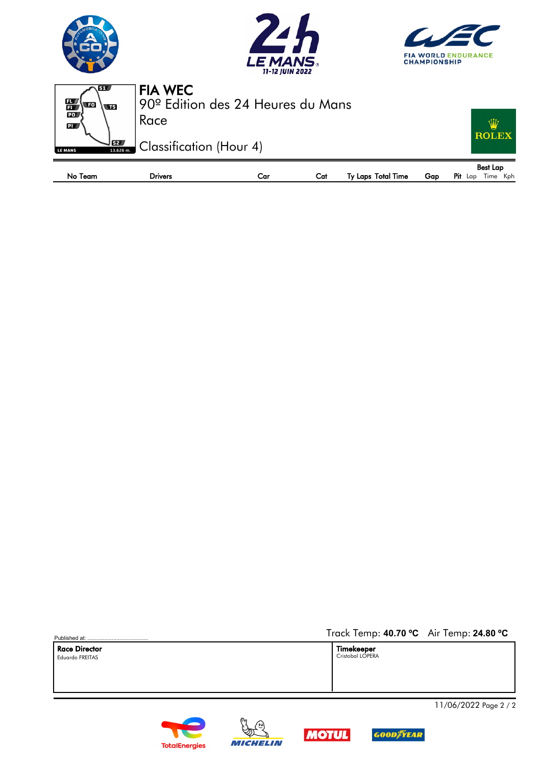# FIA WEC

90º Edition des 24 Heures du Mans

Race

Classification (Hour 4)

| No | Team | Drivers | Car | Cat | Ty | Laps | Total Time | Gap | Pit | Best Lap | | |
|---|---|---|---|---|---|---|---|---|---|---|---|---|
| | | | | | | | | | | Lap | Time | Kph |

Published at: ........................................

Track Temp: **40.70 ºC** Air Temp: **24.80 ºC**

| **Race Director** | **Timekeeper** |
|---|---|
| Eduardo FREITAS | Cristobal LOPERA |

11/06/2022